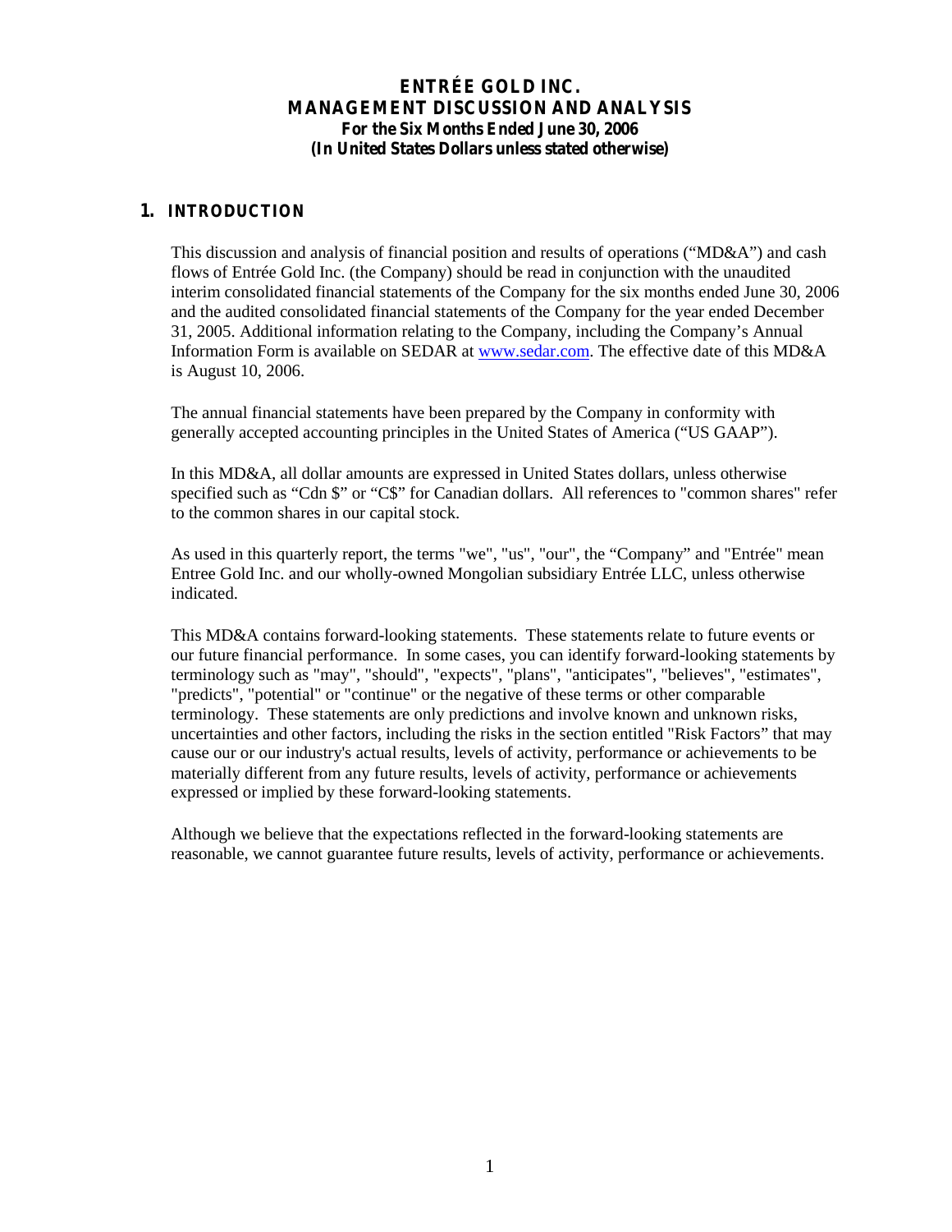# ENTRÉE GOLD INC.
# MANAGEMENT DISCUSSION AND ANALYSIS
### For the Six Months Ended June 30, 2006
### (In United States Dollars unless stated otherwise)

## 1. INTRODUCTION

This discussion and analysis of financial position and results of operations ("MD&A") and cash flows of Entrée Gold Inc. (the Company) should be read in conjunction with the unaudited interim consolidated financial statements of the Company for the six months ended June 30, 2006 and the audited consolidated financial statements of the Company for the year ended December 31, 2005. Additional information relating to the Company, including the Company's Annual Information Form is available on SEDAR at www.sedar.com. The effective date of this MD&A is August 10, 2006.

The annual financial statements have been prepared by the Company in conformity with generally accepted accounting principles in the United States of America ("US GAAP").

In this MD&A, all dollar amounts are expressed in United States dollars, unless otherwise specified such as "Cdn $" or "C$" for Canadian dollars. All references to "common shares" refer to the common shares in our capital stock.

As used in this quarterly report, the terms "we", "us", "our", the "Company" and "Entrée" mean Entree Gold Inc. and our wholly-owned Mongolian subsidiary Entrée LLC, unless otherwise indicated.

This MD&A contains forward-looking statements. These statements relate to future events or our future financial performance. In some cases, you can identify forward-looking statements by terminology such as "may", "should", "expects", "plans", "anticipates", "believes", "estimates", "predicts", "potential" or "continue" or the negative of these terms or other comparable terminology. These statements are only predictions and involve known and unknown risks, uncertainties and other factors, including the risks in the section entitled "Risk Factors" that may cause our or our industry's actual results, levels of activity, performance or achievements to be materially different from any future results, levels of activity, performance or achievements expressed or implied by these forward-looking statements.

Although we believe that the expectations reflected in the forward-looking statements are reasonable, we cannot guarantee future results, levels of activity, performance or achievements.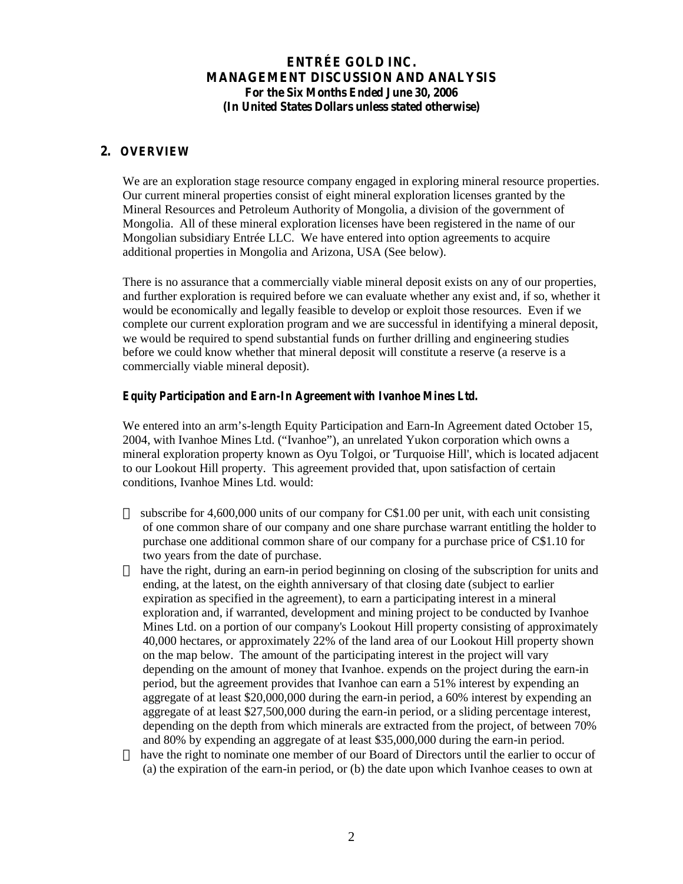## 2. OVERVIEW

We are an exploration stage resource company engaged in exploring mineral resource properties. Our current mineral properties consist of eight mineral exploration licenses granted by the Mineral Resources and Petroleum Authority of Mongolia, a division of the government of Mongolia. All of these mineral exploration licenses have been registered in the name of our Mongolian subsidiary Entrée LLC. We have entered into option agreements to acquire additional properties in Mongolia and Arizona, USA (See below).

There is no assurance that a commercially viable mineral deposit exists on any of our properties, and further exploration is required before we can evaluate whether any exist and, if so, whether it would be economically and legally feasible to develop or exploit those resources. Even if we complete our current exploration program and we are successful in identifying a mineral deposit, we would be required to spend substantial funds on further drilling and engineering studies before we could know whether that mineral deposit will constitute a reserve (a reserve is a commercially viable mineral deposit).

### *Equity Participation and Earn-In Agreement with Ivanhoe Mines Ltd.*

We entered into an arm's-length Equity Participation and Earn-In Agreement dated October 15, 2004, with Ivanhoe Mines Ltd. ("Ivanhoe"), an unrelated Yukon corporation which owns a mineral exploration property known as Oyu Tolgoi, or 'Turquoise Hill', which is located adjacent to our Lookout Hill property. This agreement provided that, upon satisfaction of certain conditions, Ivanhoe Mines Ltd. would:

- subscribe for 4,600,000 units of our company for C$1.00 per unit, with each unit consisting of one common share of our company and one share purchase warrant entitling the holder to purchase one additional common share of our company for a purchase price of C$1.10 for two years from the date of purchase.
- have the right, during an earn-in period beginning on closing of the subscription for units and ending, at the latest, on the eighth anniversary of that closing date (subject to earlier expiration as specified in the agreement), to earn a participating interest in a mineral exploration and, if warranted, development and mining project to be conducted by Ivanhoe Mines Ltd. on a portion of our company's Lookout Hill property consisting of approximately 40,000 hectares, or approximately 22% of the land area of our Lookout Hill property shown on the map below. The amount of the participating interest in the project will vary depending on the amount of money that Ivanhoe. expends on the project during the earn-in period, but the agreement provides that Ivanhoe can earn a 51% interest by expending an aggregate of at least $20,000,000 during the earn-in period, a 60% interest by expending an aggregate of at least $27,500,000 during the earn-in period, or a sliding percentage interest, depending on the depth from which minerals are extracted from the project, of between 70% and 80% by expending an aggregate of at least $35,000,000 during the earn-in period.
- have the right to nominate one member of our Board of Directors until the earlier to occur of (a) the expiration of the earn-in period, or (b) the date upon which Ivanhoe ceases to own at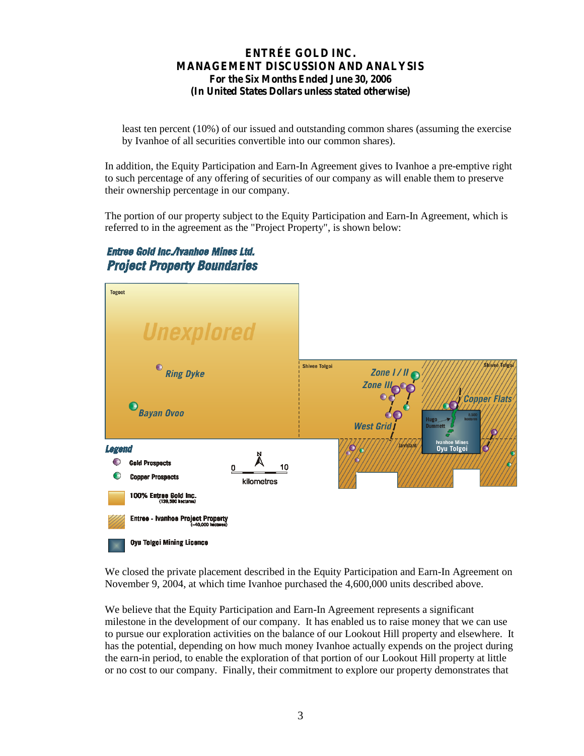least ten percent (10%) of our issued and outstanding common shares (assuming the exercise by Ivanhoe of all securities convertible into our common shares).

In addition, the Equity Participation and Earn-In Agreement gives to Ivanhoe a pre-emptive right to such percentage of any offering of securities of our company as will enable them to preserve their ownership percentage in our company.

The portion of our property subject to the Equity Participation and Earn-In Agreement, which is referred to in the agreement as the "Project Property", is shown below:

We closed the private placement described in the Equity Participation and Earn-In Agreement on November 9, 2004, at which time Ivanhoe purchased the 4,600,000 units described above.

We believe that the Equity Participation and Earn-In Agreement represents a significant milestone in the development of our company. It has enabled us to raise money that we can use to pursue our exploration activities on the balance of our Lookout Hill property and elsewhere. It has the potential, depending on how much money Ivanhoe actually expends on the project during the earn-in period, to enable the exploration of that portion of our Lookout Hill property at little or no cost to our company. Finally, their commitment to explore our property demonstrates that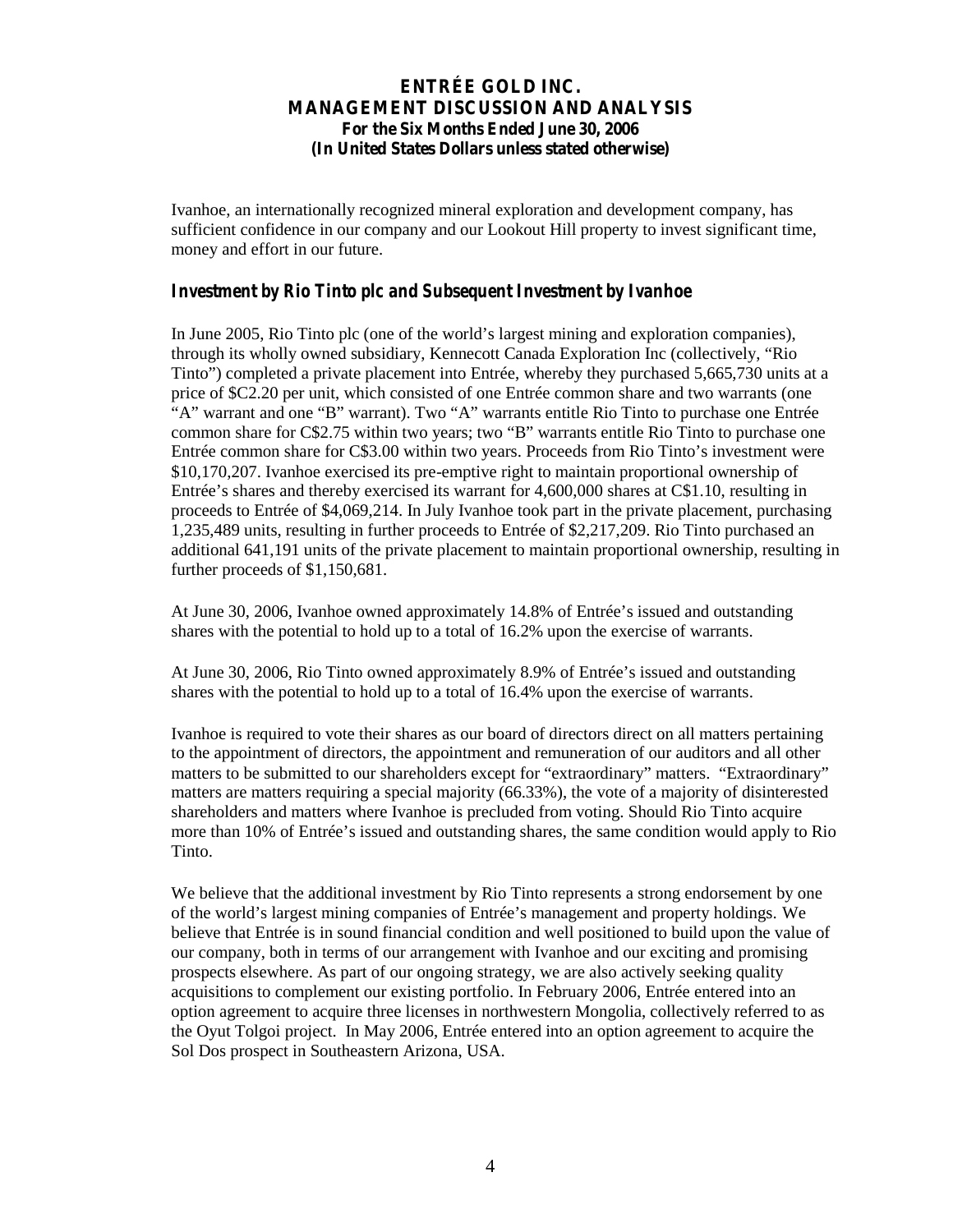Ivanhoe, an internationally recognized mineral exploration and development company, has sufficient confidence in our company and our Lookout Hill property to invest significant time, money and effort in our future.

### *Investment by Rio Tinto plc and Subsequent Investment by Ivanhoe*

In June 2005, Rio Tinto plc (one of the world's largest mining and exploration companies), through its wholly owned subsidiary, Kennecott Canada Exploration Inc (collectively, "Rio Tinto") completed a private placement into Entrée, whereby they purchased 5,665,730 units at a price of $C2.20 per unit, which consisted of one Entrée common share and two warrants (one "A" warrant and one "B" warrant). Two "A" warrants entitle Rio Tinto to purchase one Entrée common share for C$2.75 within two years; two "B" warrants entitle Rio Tinto to purchase one Entrée common share for C$3.00 within two years. Proceeds from Rio Tinto's investment were $10,170,207. Ivanhoe exercised its pre-emptive right to maintain proportional ownership of Entrée's shares and thereby exercised its warrant for 4,600,000 shares at C$1.10, resulting in proceeds to Entrée of $4,069,214. In July Ivanhoe took part in the private placement, purchasing 1,235,489 units, resulting in further proceeds to Entrée of $2,217,209. Rio Tinto purchased an additional 641,191 units of the private placement to maintain proportional ownership, resulting in further proceeds of $1,150,681.

At June 30, 2006, Ivanhoe owned approximately 14.8% of Entrée's issued and outstanding shares with the potential to hold up to a total of 16.2% upon the exercise of warrants.

At June 30, 2006, Rio Tinto owned approximately 8.9% of Entrée's issued and outstanding shares with the potential to hold up to a total of 16.4% upon the exercise of warrants.

Ivanhoe is required to vote their shares as our board of directors direct on all matters pertaining to the appointment of directors, the appointment and remuneration of our auditors and all other matters to be submitted to our shareholders except for "extraordinary" matters. "Extraordinary" matters are matters requiring a special majority (66.33%), the vote of a majority of disinterested shareholders and matters where Ivanhoe is precluded from voting. Should Rio Tinto acquire more than 10% of Entrée's issued and outstanding shares, the same condition would apply to Rio Tinto.

We believe that the additional investment by Rio Tinto represents a strong endorsement by one of the world's largest mining companies of Entrée's management and property holdings. We believe that Entrée is in sound financial condition and well positioned to build upon the value of our company, both in terms of our arrangement with Ivanhoe and our exciting and promising prospects elsewhere. As part of our ongoing strategy, we are also actively seeking quality acquisitions to complement our existing portfolio. In February 2006, Entrée entered into an option agreement to acquire three licenses in northwestern Mongolia, collectively referred to as the Oyut Tolgoi project. In May 2006, Entrée entered into an option agreement to acquire the Sol Dos prospect in Southeastern Arizona, USA.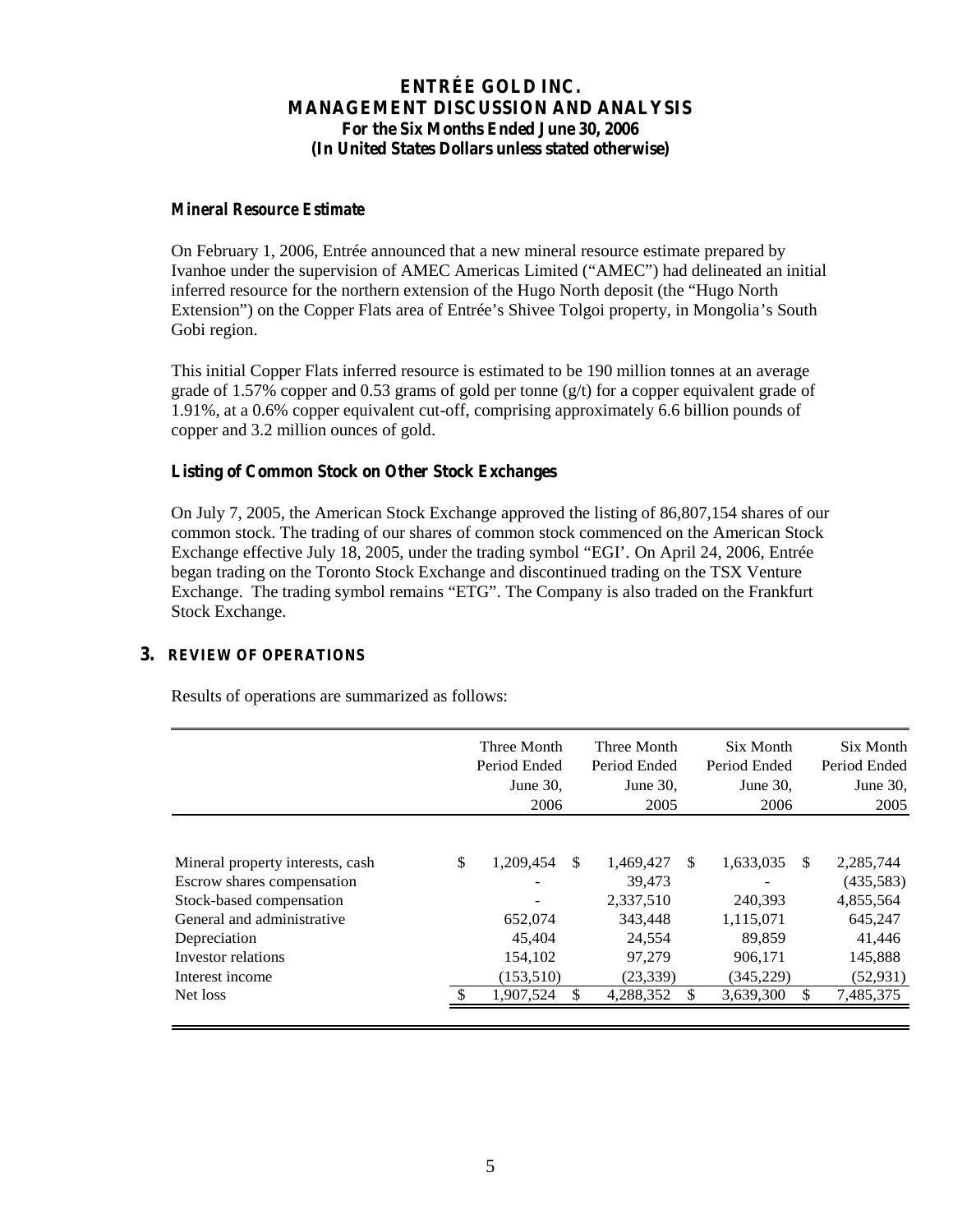### Mineral Resource Estimate

On February 1, 2006, Entrée announced that a new mineral resource estimate prepared by Ivanhoe under the supervision of AMEC Americas Limited ("AMEC") had delineated an initial inferred resource for the northern extension of the Hugo North deposit (the "Hugo North Extension") on the Copper Flats area of Entrée's Shivee Tolgoi property, in Mongolia's South Gobi region.

This initial Copper Flats inferred resource is estimated to be 190 million tonnes at an average grade of 1.57% copper and 0.53 grams of gold per tonne (g/t) for a copper equivalent grade of 1.91%, at a 0.6% copper equivalent cut-off, comprising approximately 6.6 billion pounds of copper and 3.2 million ounces of gold.

### Listing of Common Stock on Other Stock Exchanges

On July 7, 2005, the American Stock Exchange approved the listing of 86,807,154 shares of our common stock. The trading of our shares of common stock commenced on the American Stock Exchange effective July 18, 2005, under the trading symbol "EGI'. On April 24, 2006, Entrée began trading on the Toronto Stock Exchange and discontinued trading on the TSX Venture Exchange. The trading symbol remains "ETG". The Company is also traded on the Frankfurt Stock Exchange.

## 3. REVIEW OF OPERATIONS

Results of operations are summarized as follows:

| | Three Month Period Ended June 30, 2006 | Three Month Period Ended June 30, 2005 | Six Month Period Ended June 30, 2006 | Six Month Period Ended June 30, 2005 |
|---|---|---|---|---|
| Mineral property interests, cash | $ 1,209,454 | $ 1,469,427 | $ 1,633,035 | $ 2,285,744 |
| Escrow shares compensation | - | 39,473 | - | (435,583) |
| Stock-based compensation | - | 2,337,510 | 240,393 | 4,855,564 |
| General and administrative | 652,074 | 343,448 | 1,115,071 | 645,247 |
| Depreciation | 45,404 | 24,554 | 89,859 | 41,446 |
| Investor relations | 154,102 | 97,279 | 906,171 | 145,888 |
| Interest income | (153,510) | (23,339) | (345,229) | (52,931) |
| Net loss | $ 1,907,524 | $ 4,288,352 | $ 3,639,300 | $ 7,485,375 |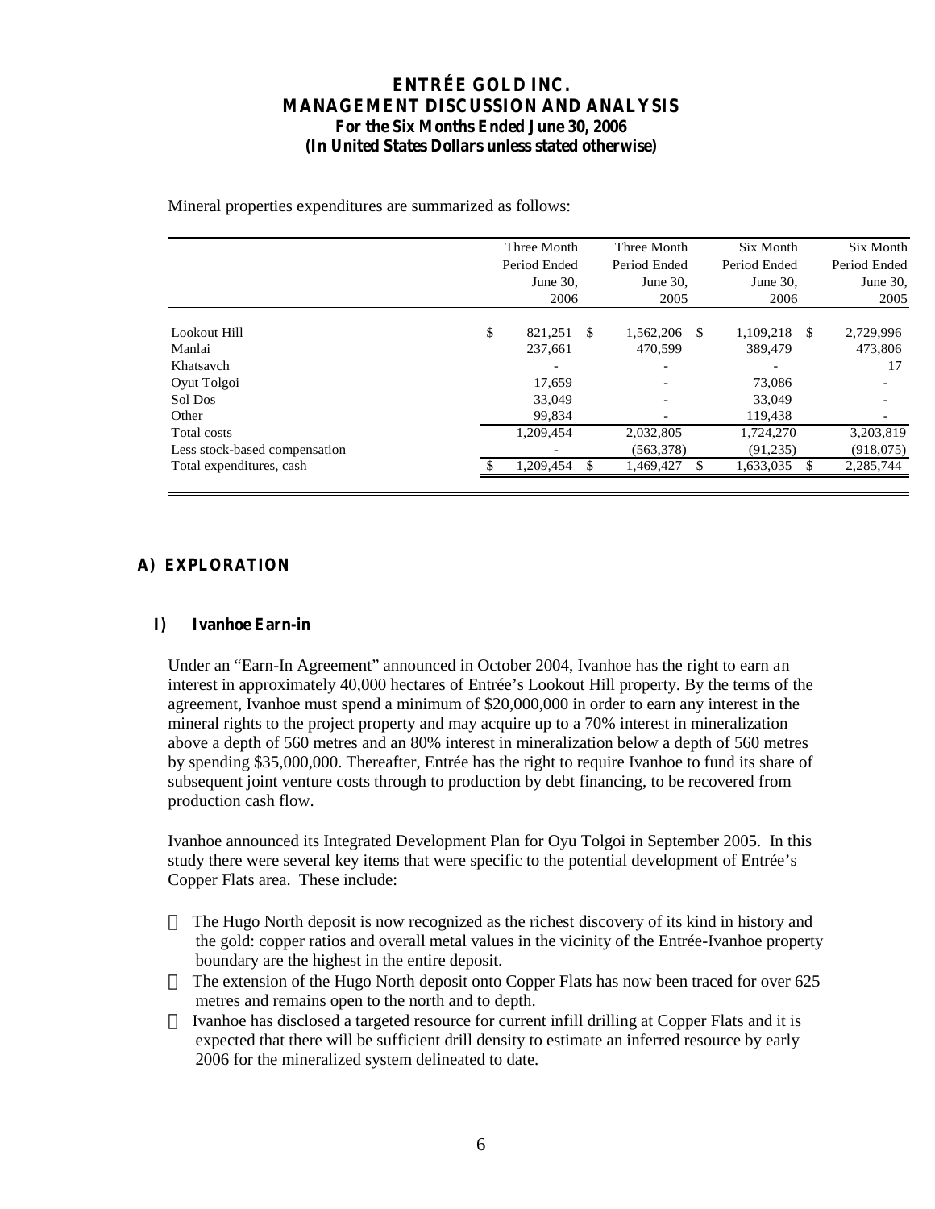Mineral properties expenditures are summarized as follows:

| | Three Month Period Ended June 30, 2006 | Three Month Period Ended June 30, 2005 | Six Month Period Ended June 30, 2006 | Six Month Period Ended June 30, 2005 |
|---|---|---|---|---|
| Lookout Hill | $ 821,251 | $ 1,562,206 | $ 1,109,218 | $ 2,729,996 |
| Manlai | 237,661 | 470,599 | 389,479 | 473,806 |
| Khatsavch | - | - | - | 17 |
| Oyut Tolgoi | 17,659 | - | 73,086 | - |
| Sol Dos | 33,049 | - | 33,049 | - |
| Other | 99,834 | - | 119,438 | - |
| Total costs | 1,209,454 | 2,032,805 | 1,724,270 | 3,203,819 |
| Less stock-based compensation | - | (563,378) | (91,235) | (918,075) |
| Total expenditures, cash | $ 1,209,454 | $ 1,469,427 | $ 1,633,035 | $ 2,285,744 |

## A) EXPLORATION

### I) Ivanhoe Earn-in

Under an "Earn-In Agreement" announced in October 2004, Ivanhoe has the right to earn an interest in approximately 40,000 hectares of Entrée's Lookout Hill property. By the terms of the agreement, Ivanhoe must spend a minimum of $20,000,000 in order to earn any interest in the mineral rights to the project property and may acquire up to a 70% interest in mineralization above a depth of 560 metres and an 80% interest in mineralization below a depth of 560 metres by spending $35,000,000. Thereafter, Entrée has the right to require Ivanhoe to fund its share of subsequent joint venture costs through to production by debt financing, to be recovered from production cash flow.

Ivanhoe announced its Integrated Development Plan for Oyu Tolgoi in September 2005. In this study there were several key items that were specific to the potential development of Entrée's Copper Flats area. These include:

- The Hugo North deposit is now recognized as the richest discovery of its kind in history and the gold: copper ratios and overall metal values in the vicinity of the Entrée-Ivanhoe property boundary are the highest in the entire deposit.
- The extension of the Hugo North deposit onto Copper Flats has now been traced for over 625 metres and remains open to the north and to depth.
- Ivanhoe has disclosed a targeted resource for current infill drilling at Copper Flats and it is expected that there will be sufficient drill density to estimate an inferred resource by early 2006 for the mineralized system delineated to date.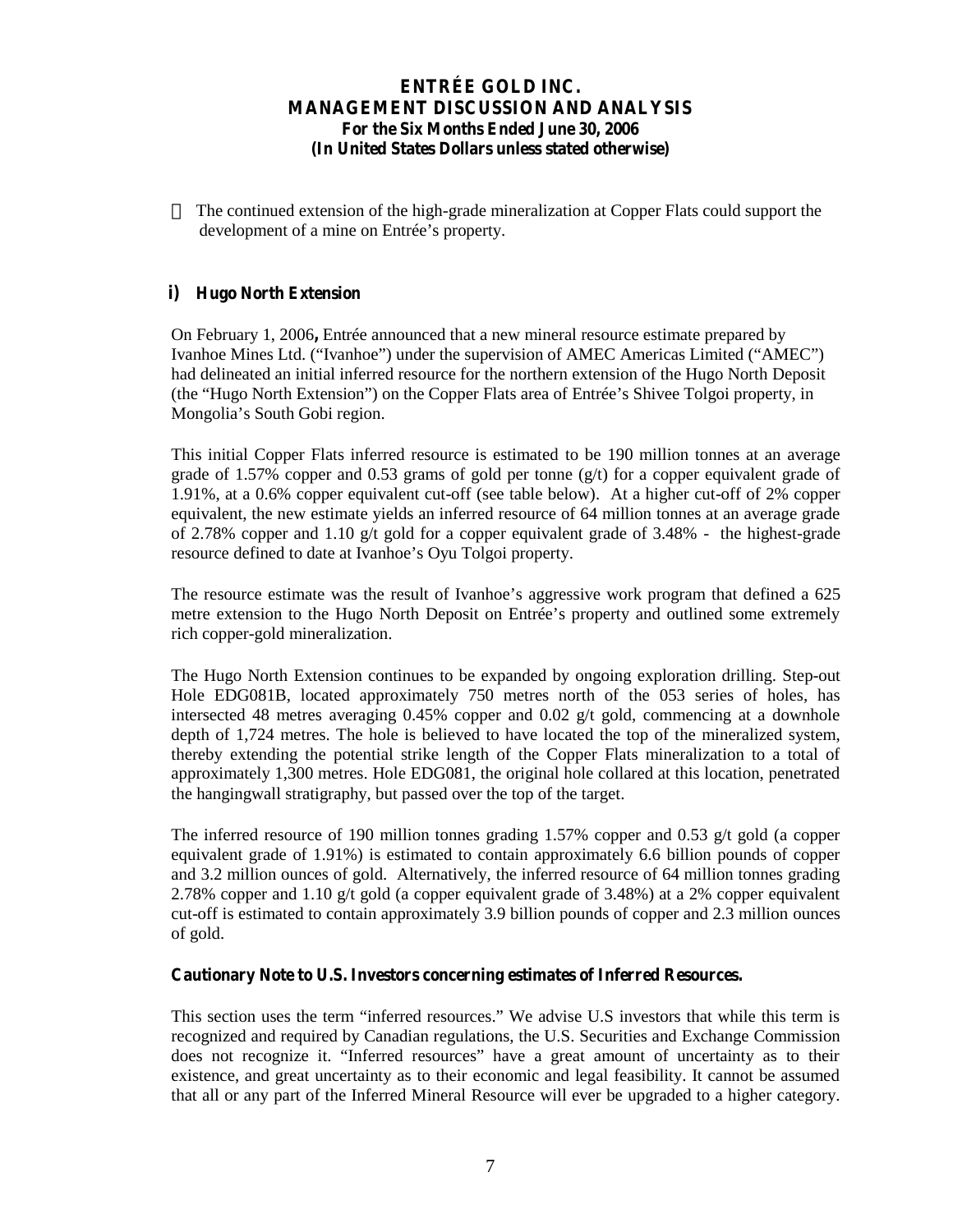- The continued extension of the high-grade mineralization at Copper Flats could support the development of a mine on Entrée's property.

### i) Hugo North Extension

On February 1, 2006**,** Entrée announced that a new mineral resource estimate prepared by Ivanhoe Mines Ltd. ("Ivanhoe") under the supervision of AMEC Americas Limited ("AMEC") had delineated an initial inferred resource for the northern extension of the Hugo North Deposit (the "Hugo North Extension") on the Copper Flats area of Entrée's Shivee Tolgoi property, in Mongolia's South Gobi region.

This initial Copper Flats inferred resource is estimated to be 190 million tonnes at an average grade of 1.57% copper and 0.53 grams of gold per tonne (g/t) for a copper equivalent grade of 1.91%, at a 0.6% copper equivalent cut-off (see table below). At a higher cut-off of 2% copper equivalent, the new estimate yields an inferred resource of 64 million tonnes at an average grade of 2.78% copper and 1.10 g/t gold for a copper equivalent grade of 3.48% - the highest-grade resource defined to date at Ivanhoe's Oyu Tolgoi property.

The resource estimate was the result of Ivanhoe's aggressive work program that defined a 625 metre extension to the Hugo North Deposit on Entrée's property and outlined some extremely rich copper-gold mineralization.

The Hugo North Extension continues to be expanded by ongoing exploration drilling. Step-out Hole EDG081B, located approximately 750 metres north of the 053 series of holes, has intersected 48 metres averaging 0.45% copper and 0.02 g/t gold, commencing at a downhole depth of 1,724 metres. The hole is believed to have located the top of the mineralized system, thereby extending the potential strike length of the Copper Flats mineralization to a total of approximately 1,300 metres. Hole EDG081, the original hole collared at this location, penetrated the hangingwall stratigraphy, but passed over the top of the target.

The inferred resource of 190 million tonnes grading 1.57% copper and 0.53 g/t gold (a copper equivalent grade of 1.91%) is estimated to contain approximately 6.6 billion pounds of copper and 3.2 million ounces of gold. Alternatively, the inferred resource of 64 million tonnes grading 2.78% copper and 1.10 g/t gold (a copper equivalent grade of 3.48%) at a 2% copper equivalent cut-off is estimated to contain approximately 3.9 billion pounds of copper and 2.3 million ounces of gold.

**Cautionary Note to U.S. Investors concerning estimates of Inferred Resources.**

This section uses the term "inferred resources." We advise U.S investors that while this term is recognized and required by Canadian regulations, the U.S. Securities and Exchange Commission does not recognize it. "Inferred resources" have a great amount of uncertainty as to their existence, and great uncertainty as to their economic and legal feasibility. It cannot be assumed that all or any part of the Inferred Mineral Resource will ever be upgraded to a higher category.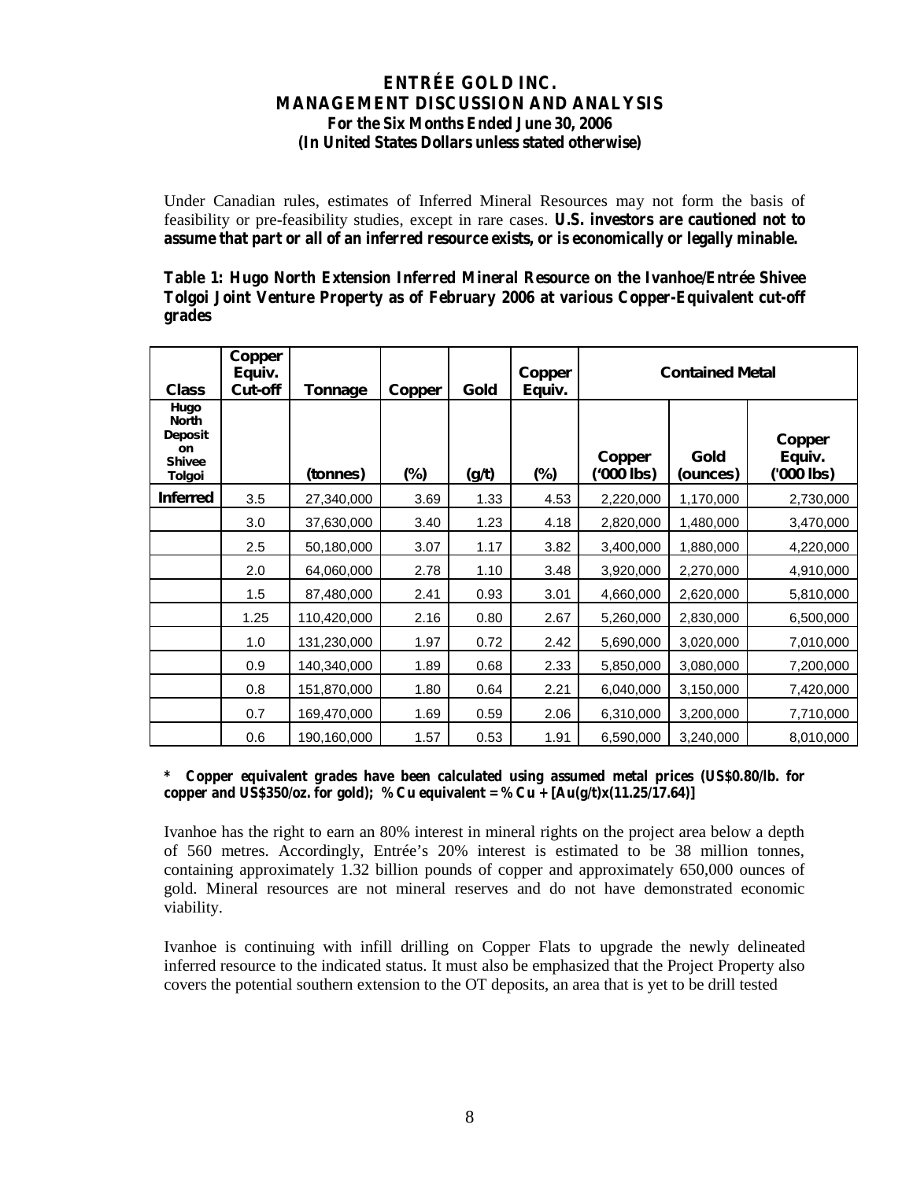Under Canadian rules, estimates of Inferred Mineral Resources may not form the basis of feasibility or pre-feasibility studies, except in rare cases. **U.S. investors are cautioned not to assume that part or all of an inferred resource exists, or is economically or legally minable.**

**Table 1: Hugo North Extension Inferred Mineral Resource on the Ivanhoe/Entrée Shivee Tolgoi Joint Venture Property as of February 2006 at various Copper-Equivalent cut-off grades**

| Class | Copper Equiv. Cut-off | Tonnage | Copper | Gold | Copper Equiv. | Contained Metal | | |
|---|---|---|---|---|---|---|---|---|
| Hugo North Deposit on Shivee Tolgoi | | (tonnes) | (%) | (g/t) | (%) | Copper ('000 lbs) | Gold (ounces) | Copper Equiv. ('000 lbs) |
| Inferred | 3.5 | 27,340,000 | 3.69 | 1.33 | 4.53 | 2,220,000 | 1,170,000 | 2,730,000 |
| | 3.0 | 37,630,000 | 3.40 | 1.23 | 4.18 | 2,820,000 | 1,480,000 | 3,470,000 |
| | 2.5 | 50,180,000 | 3.07 | 1.17 | 3.82 | 3,400,000 | 1,880,000 | 4,220,000 |
| | 2.0 | 64,060,000 | 2.78 | 1.10 | 3.48 | 3,920,000 | 2,270,000 | 4,910,000 |
| | 1.5 | 87,480,000 | 2.41 | 0.93 | 3.01 | 4,660,000 | 2,620,000 | 5,810,000 |
| | 1.25 | 110,420,000 | 2.16 | 0.80 | 2.67 | 5,260,000 | 2,830,000 | 6,500,000 |
| | 1.0 | 131,230,000 | 1.97 | 0.72 | 2.42 | 5,690,000 | 3,020,000 | 7,010,000 |
| | 0.9 | 140,340,000 | 1.89 | 0.68 | 2.33 | 5,850,000 | 3,080,000 | 7,200,000 |
| | 0.8 | 151,870,000 | 1.80 | 0.64 | 2.21 | 6,040,000 | 3,150,000 | 7,420,000 |
| | 0.7 | 169,470,000 | 1.69 | 0.59 | 2.06 | 6,310,000 | 3,200,000 | 7,710,000 |
| | 0.6 | 190,160,000 | 1.57 | 0.53 | 1.91 | 6,590,000 | 3,240,000 | 8,010,000 |

**\* Copper equivalent grades have been calculated using assumed metal prices (US$0.80/lb. for copper and US$350/oz. for gold); % Cu equivalent = % Cu + [Au(g/t)x(11.25/17.64)]**

Ivanhoe has the right to earn an 80% interest in mineral rights on the project area below a depth of 560 metres. Accordingly, Entrée's 20% interest is estimated to be 38 million tonnes, containing approximately 1.32 billion pounds of copper and approximately 650,000 ounces of gold. Mineral resources are not mineral reserves and do not have demonstrated economic viability.

Ivanhoe is continuing with infill drilling on Copper Flats to upgrade the newly delineated inferred resource to the indicated status. It must also be emphasized that the Project Property also covers the potential southern extension to the OT deposits, an area that is yet to be drill tested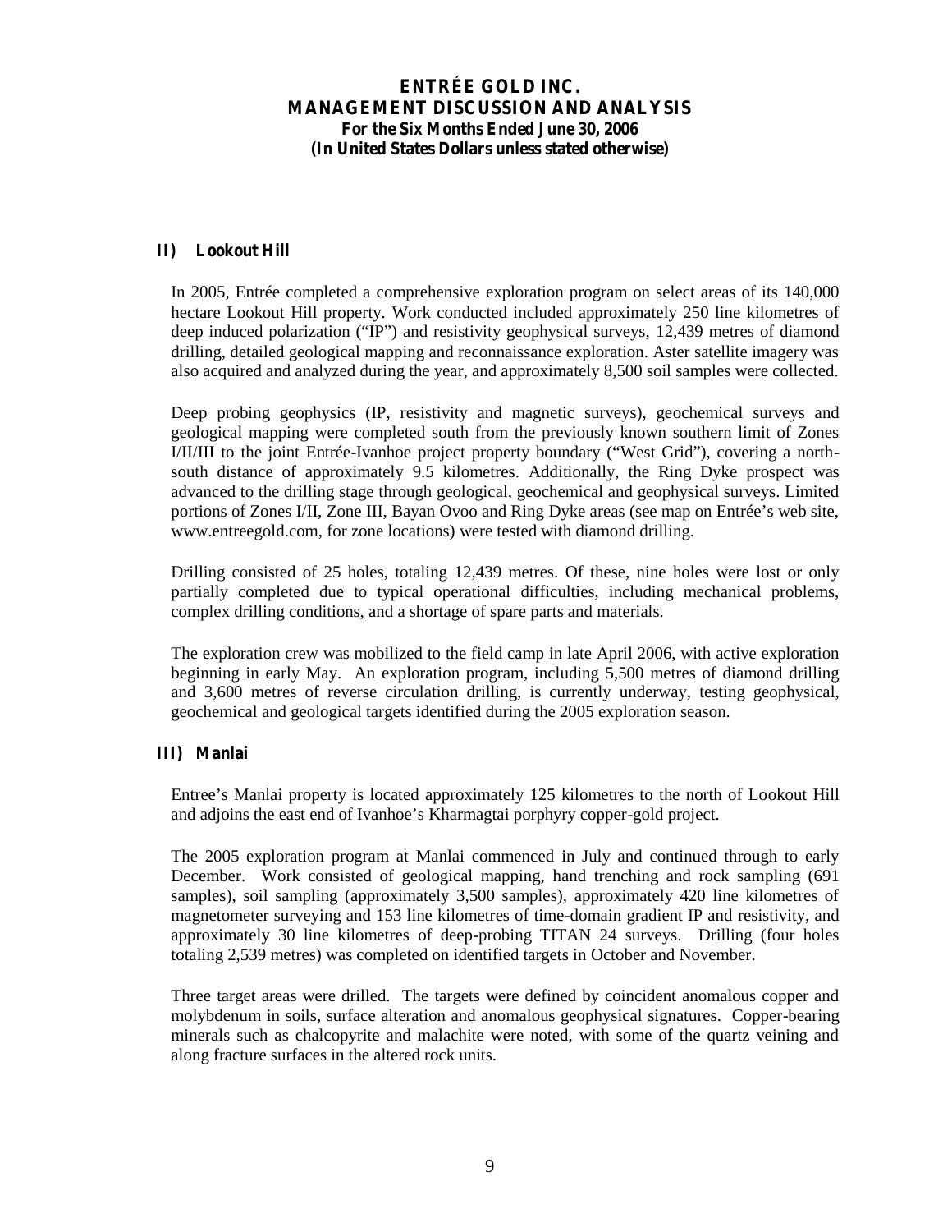### II) Lookout Hill

In 2005, Entrée completed a comprehensive exploration program on select areas of its 140,000 hectare Lookout Hill property. Work conducted included approximately 250 line kilometres of deep induced polarization ("IP") and resistivity geophysical surveys, 12,439 metres of diamond drilling, detailed geological mapping and reconnaissance exploration. Aster satellite imagery was also acquired and analyzed during the year, and approximately 8,500 soil samples were collected.

Deep probing geophysics (IP, resistivity and magnetic surveys), geochemical surveys and geological mapping were completed south from the previously known southern limit of Zones I/II/III to the joint Entrée-Ivanhoe project property boundary ("West Grid"), covering a north-south distance of approximately 9.5 kilometres. Additionally, the Ring Dyke prospect was advanced to the drilling stage through geological, geochemical and geophysical surveys. Limited portions of Zones I/II, Zone III, Bayan Ovoo and Ring Dyke areas (see map on Entrée's web site, www.entreegold.com, for zone locations) were tested with diamond drilling.

Drilling consisted of 25 holes, totaling 12,439 metres. Of these, nine holes were lost or only partially completed due to typical operational difficulties, including mechanical problems, complex drilling conditions, and a shortage of spare parts and materials.

The exploration crew was mobilized to the field camp in late April 2006, with active exploration beginning in early May. An exploration program, including 5,500 metres of diamond drilling and 3,600 metres of reverse circulation drilling, is currently underway, testing geophysical, geochemical and geological targets identified during the 2005 exploration season.

### III) Manlai

Entree's Manlai property is located approximately 125 kilometres to the north of Lookout Hill and adjoins the east end of Ivanhoe's Kharmagtai porphyry copper-gold project.

The 2005 exploration program at Manlai commenced in July and continued through to early December. Work consisted of geological mapping, hand trenching and rock sampling (691 samples), soil sampling (approximately 3,500 samples), approximately 420 line kilometres of magnetometer surveying and 153 line kilometres of time-domain gradient IP and resistivity, and approximately 30 line kilometres of deep-probing TITAN 24 surveys. Drilling (four holes totaling 2,539 metres) was completed on identified targets in October and November.

Three target areas were drilled. The targets were defined by coincident anomalous copper and molybdenum in soils, surface alteration and anomalous geophysical signatures. Copper-bearing minerals such as chalcopyrite and malachite were noted, with some of the quartz veining and along fracture surfaces in the altered rock units.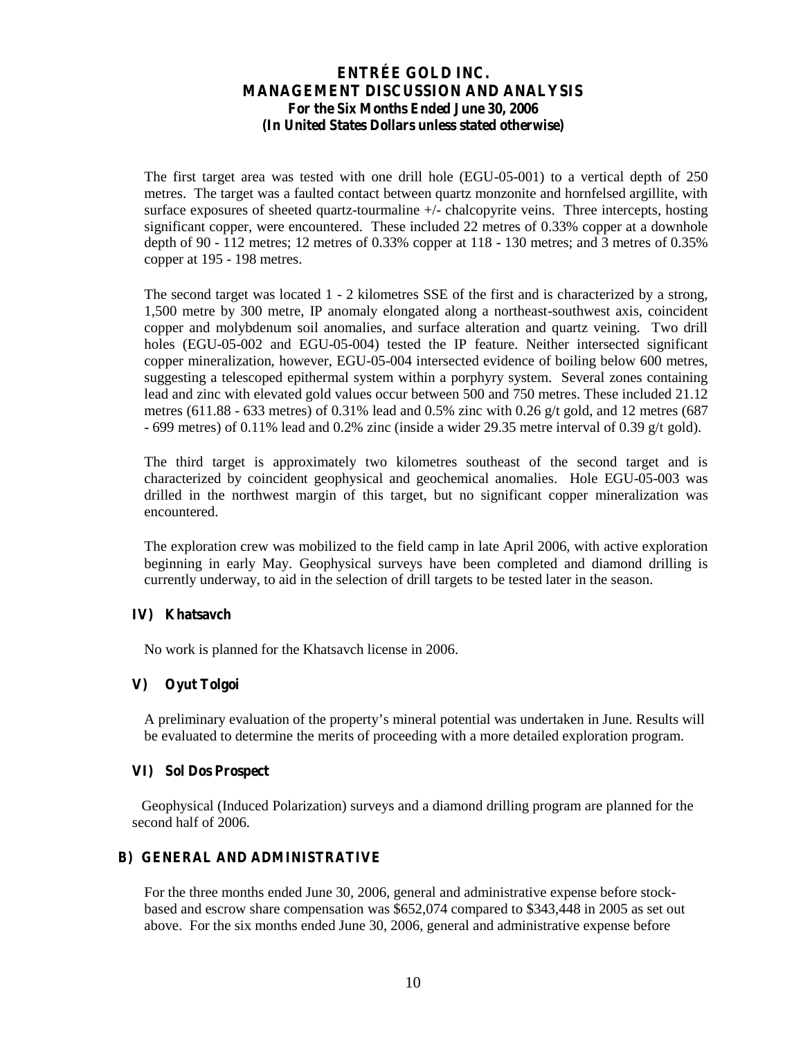The first target area was tested with one drill hole (EGU-05-001) to a vertical depth of 250 metres. The target was a faulted contact between quartz monzonite and hornfelsed argillite, with surface exposures of sheeted quartz-tourmaline +/- chalcopyrite veins. Three intercepts, hosting significant copper, were encountered. These included 22 metres of 0.33% copper at a downhole depth of 90 - 112 metres; 12 metres of 0.33% copper at 118 - 130 metres; and 3 metres of 0.35% copper at 195 - 198 metres.

The second target was located 1 - 2 kilometres SSE of the first and is characterized by a strong, 1,500 metre by 300 metre, IP anomaly elongated along a northeast-southwest axis, coincident copper and molybdenum soil anomalies, and surface alteration and quartz veining. Two drill holes (EGU-05-002 and EGU-05-004) tested the IP feature. Neither intersected significant copper mineralization, however, EGU-05-004 intersected evidence of boiling below 600 metres, suggesting a telescoped epithermal system within a porphyry system. Several zones containing lead and zinc with elevated gold values occur between 500 and 750 metres. These included 21.12 metres (611.88 - 633 metres) of 0.31% lead and 0.5% zinc with 0.26 g/t gold, and 12 metres (687 - 699 metres) of 0.11% lead and 0.2% zinc (inside a wider 29.35 metre interval of 0.39 g/t gold).

The third target is approximately two kilometres southeast of the second target and is characterized by coincident geophysical and geochemical anomalies. Hole EGU-05-003 was drilled in the northwest margin of this target, but no significant copper mineralization was encountered.

The exploration crew was mobilized to the field camp in late April 2006, with active exploration beginning in early May. Geophysical surveys have been completed and diamond drilling is currently underway, to aid in the selection of drill targets to be tested later in the season.

### IV) Khatsavch

No work is planned for the Khatsavch license in 2006.

### V) Oyut Tolgoi

A preliminary evaluation of the property's mineral potential was undertaken in June. Results will be evaluated to determine the merits of proceeding with a more detailed exploration program.

### VI) Sol Dos Prospect

Geophysical (Induced Polarization) surveys and a diamond drilling program are planned for the second half of 2006.

## B) GENERAL AND ADMINISTRATIVE

For the three months ended June 30, 2006, general and administrative expense before stock-based and escrow share compensation was \$652,074 compared to \$343,448 in 2005 as set out above. For the six months ended June 30, 2006, general and administrative expense before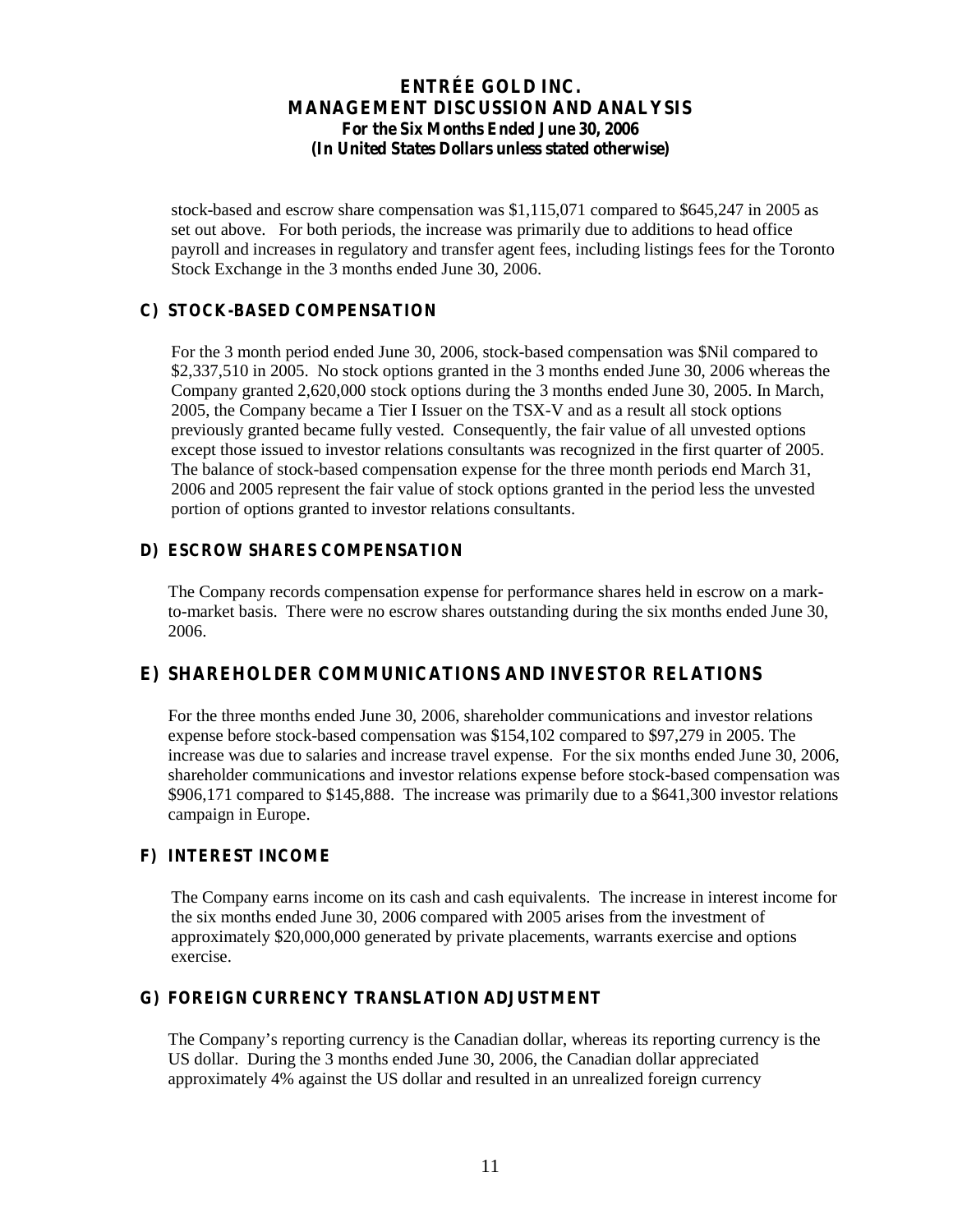stock-based and escrow share compensation was $1,115,071 compared to $645,247 in 2005 as set out above. For both periods, the increase was primarily due to additions to head office payroll and increases in regulatory and transfer agent fees, including listings fees for the Toronto Stock Exchange in the 3 months ended June 30, 2006.

## C) STOCK-BASED COMPENSATION

For the 3 month period ended June 30, 2006, stock-based compensation was $Nil compared to $2,337,510 in 2005. No stock options granted in the 3 months ended June 30, 2006 whereas the Company granted 2,620,000 stock options during the 3 months ended June 30, 2005. In March, 2005, the Company became a Tier I Issuer on the TSX-V and as a result all stock options previously granted became fully vested. Consequently, the fair value of all unvested options except those issued to investor relations consultants was recognized in the first quarter of 2005. The balance of stock-based compensation expense for the three month periods end March 31, 2006 and 2005 represent the fair value of stock options granted in the period less the unvested portion of options granted to investor relations consultants.

## D) ESCROW SHARES COMPENSATION

The Company records compensation expense for performance shares held in escrow on a mark-to-market basis. There were no escrow shares outstanding during the six months ended June 30, 2006.

## E) SHAREHOLDER COMMUNICATIONS AND INVESTOR RELATIONS

For the three months ended June 30, 2006, shareholder communications and investor relations expense before stock-based compensation was $154,102 compared to $97,279 in 2005. The increase was due to salaries and increase travel expense. For the six months ended June 30, 2006, shareholder communications and investor relations expense before stock-based compensation was $906,171 compared to $145,888. The increase was primarily due to a $641,300 investor relations campaign in Europe.

## F) INTEREST INCOME

The Company earns income on its cash and cash equivalents. The increase in interest income for the six months ended June 30, 2006 compared with 2005 arises from the investment of approximately $20,000,000 generated by private placements, warrants exercise and options exercise.

## G) FOREIGN CURRENCY TRANSLATION ADJUSTMENT

The Company's reporting currency is the Canadian dollar, whereas its reporting currency is the US dollar. During the 3 months ended June 30, 2006, the Canadian dollar appreciated approximately 4% against the US dollar and resulted in an unrealized foreign currency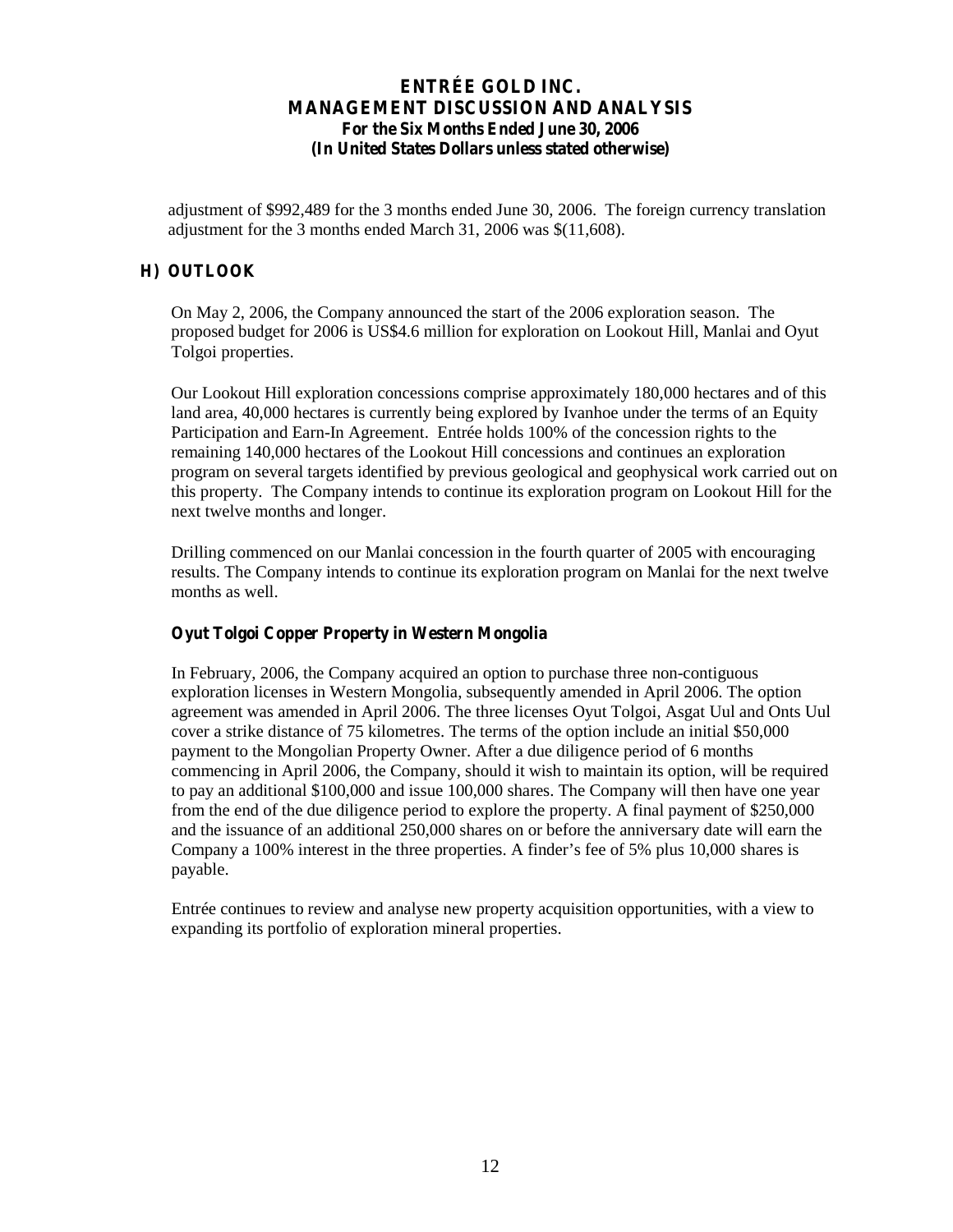adjustment of $992,489 for the 3 months ended June 30, 2006. The foreign currency translation adjustment for the 3 months ended March 31, 2006 was $(11,608).

## H) OUTLOOK

On May 2, 2006, the Company announced the start of the 2006 exploration season. The proposed budget for 2006 is US$4.6 million for exploration on Lookout Hill, Manlai and Oyut Tolgoi properties.

Our Lookout Hill exploration concessions comprise approximately 180,000 hectares and of this land area, 40,000 hectares is currently being explored by Ivanhoe under the terms of an Equity Participation and Earn-In Agreement. Entrée holds 100% of the concession rights to the remaining 140,000 hectares of the Lookout Hill concessions and continues an exploration program on several targets identified by previous geological and geophysical work carried out on this property. The Company intends to continue its exploration program on Lookout Hill for the next twelve months and longer.

Drilling commenced on our Manlai concession in the fourth quarter of 2005 with encouraging results. The Company intends to continue its exploration program on Manlai for the next twelve months as well.

### Oyut Tolgoi Copper Property in Western Mongolia

In February, 2006, the Company acquired an option to purchase three non-contiguous exploration licenses in Western Mongolia, subsequently amended in April 2006. The option agreement was amended in April 2006. The three licenses Oyut Tolgoi, Asgat Uul and Onts Uul cover a strike distance of 75 kilometres. The terms of the option include an initial $50,000 payment to the Mongolian Property Owner. After a due diligence period of 6 months commencing in April 2006, the Company, should it wish to maintain its option, will be required to pay an additional $100,000 and issue 100,000 shares. The Company will then have one year from the end of the due diligence period to explore the property. A final payment of $250,000 and the issuance of an additional 250,000 shares on or before the anniversary date will earn the Company a 100% interest in the three properties. A finder's fee of 5% plus 10,000 shares is payable.

Entrée continues to review and analyse new property acquisition opportunities, with a view to expanding its portfolio of exploration mineral properties.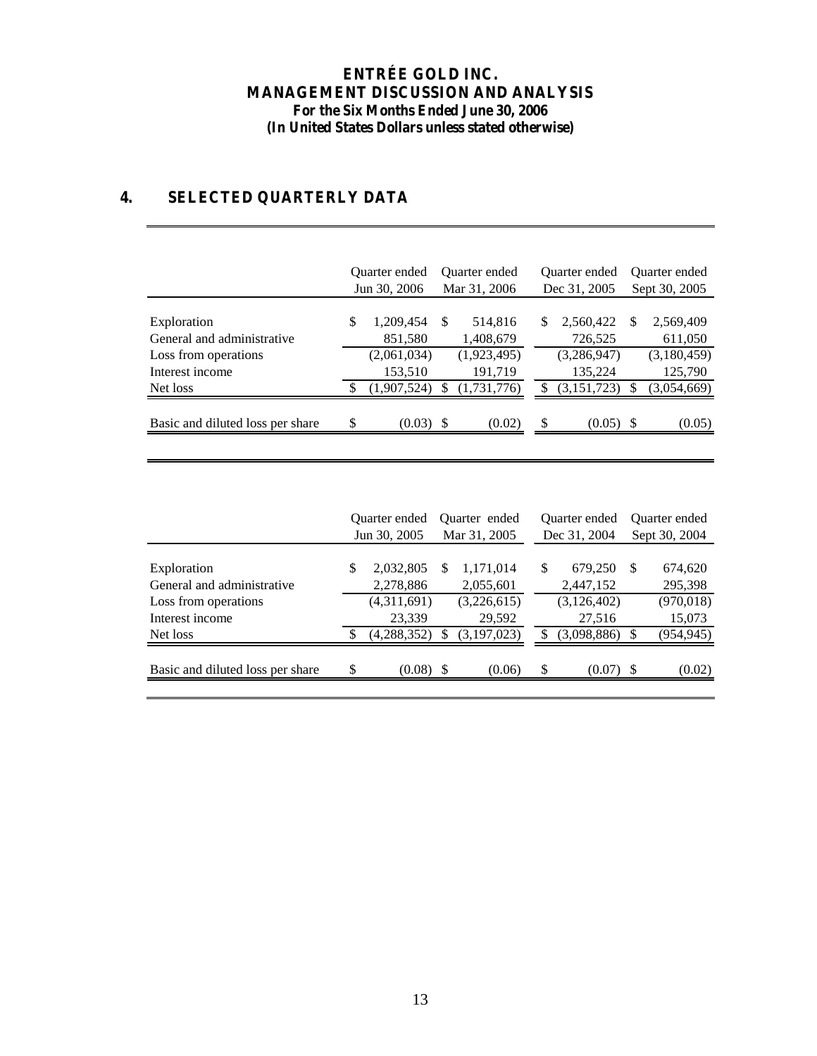# ENTRÉE GOLD INC.
## MANAGEMENT DISCUSSION AND ANALYSIS
### For the Six Months Ended June 30, 2006
### (In United States Dollars unless stated otherwise)

## 4. SELECTED QUARTERLY DATA

| | Quarter ended Jun 30, 2006 | Quarter ended Mar 31, 2006 | Quarter ended Dec 31, 2005 | Quarter ended Sept 30, 2005 |
|---|---|---|---|---|
| Exploration | $ 1,209,454 | $ 514,816 | $ 2,560,422 | $ 2,569,409 |
| General and administrative | 851,580 | 1,408,679 | 726,525 | 611,050 |
| Loss from operations | (2,061,034) | (1,923,495) | (3,286,947) | (3,180,459) |
| Interest income | 153,510 | 191,719 | 135,224 | 125,790 |
| Net loss | $ (1,907,524) | $ (1,731,776) | $ (3,151,723) | $ (3,054,669) |
| Basic and diluted loss per share | $ (0.03) | $ (0.02) | $ (0.05) | $ (0.05) |

| | Quarter ended Jun 30, 2005 | Quarter ended Mar 31, 2005 | Quarter ended Dec 31, 2004 | Quarter ended Sept 30, 2004 |
|---|---|---|---|---|
| Exploration | $ 2,032,805 | $ 1,171,014 | $ 679,250 | $ 674,620 |
| General and administrative | 2,278,886 | 2,055,601 | 2,447,152 | 295,398 |
| Loss from operations | (4,311,691) | (3,226,615) | (3,126,402) | (970,018) |
| Interest income | 23,339 | 29,592 | 27,516 | 15,073 |
| Net loss | $ (4,288,352) | $ (3,197,023) | $ (3,098,886) | $ (954,945) |
| Basic and diluted loss per share | $ (0.08) | $ (0.06) | $ (0.07) | $ (0.02) |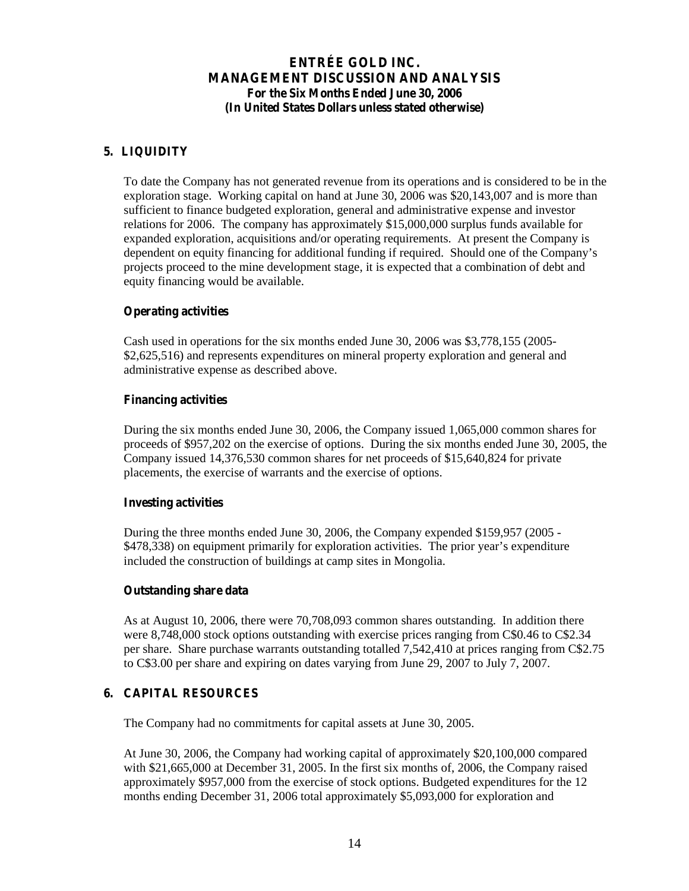## 5. LIQUIDITY

To date the Company has not generated revenue from its operations and is considered to be in the exploration stage. Working capital on hand at June 30, 2006 was $20,143,007 and is more than sufficient to finance budgeted exploration, general and administrative expense and investor relations for 2006. The company has approximately $15,000,000 surplus funds available for expanded exploration, acquisitions and/or operating requirements. At present the Company is dependent on equity financing for additional funding if required. Should one of the Company's projects proceed to the mine development stage, it is expected that a combination of debt and equity financing would be available.

### Operating activities

Cash used in operations for the six months ended June 30, 2006 was $3,778,155 (2005- $2,625,516) and represents expenditures on mineral property exploration and general and administrative expense as described above.

### Financing activities

During the six months ended June 30, 2006, the Company issued 1,065,000 common shares for proceeds of $957,202 on the exercise of options. During the six months ended June 30, 2005, the Company issued 14,376,530 common shares for net proceeds of $15,640,824 for private placements, the exercise of warrants and the exercise of options.

### Investing activities

During the three months ended June 30, 2006, the Company expended $159,957 (2005 - $478,338) on equipment primarily for exploration activities. The prior year's expenditure included the construction of buildings at camp sites in Mongolia.

### Outstanding share data

As at August 10, 2006, there were 70,708,093 common shares outstanding. In addition there were 8,748,000 stock options outstanding with exercise prices ranging from C$0.46 to C$2.34 per share. Share purchase warrants outstanding totalled 7,542,410 at prices ranging from C$2.75 to C$3.00 per share and expiring on dates varying from June 29, 2007 to July 7, 2007.

## 6. CAPITAL RESOURCES

The Company had no commitments for capital assets at June 30, 2005.

At June 30, 2006, the Company had working capital of approximately $20,100,000 compared with $21,665,000 at December 31, 2005. In the first six months of, 2006, the Company raised approximately $957,000 from the exercise of stock options. Budgeted expenditures for the 12 months ending December 31, 2006 total approximately $5,093,000 for exploration and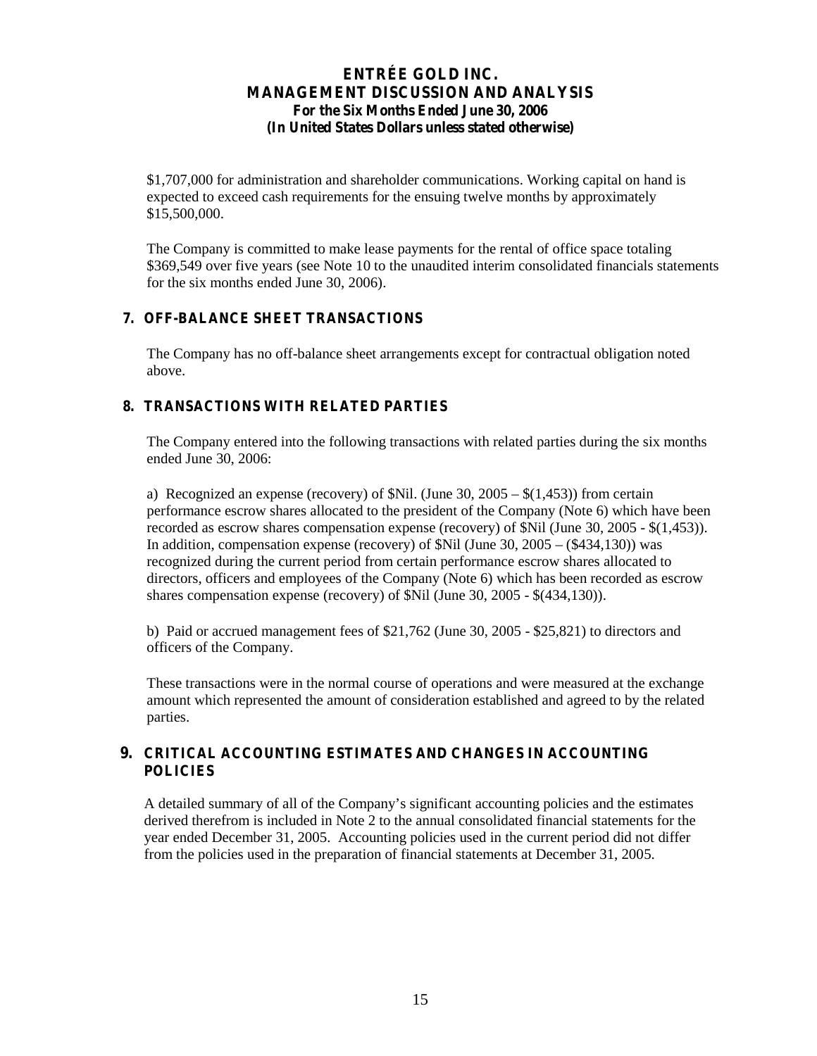$1,707,000 for administration and shareholder communications. Working capital on hand is expected to exceed cash requirements for the ensuing twelve months by approximately $15,500,000.

The Company is committed to make lease payments for the rental of office space totaling $369,549 over five years (see Note 10 to the unaudited interim consolidated financials statements for the six months ended June 30, 2006).

## 7. OFF-BALANCE SHEET TRANSACTIONS

The Company has no off-balance sheet arrangements except for contractual obligation noted above.

## 8. TRANSACTIONS WITH RELATED PARTIES

The Company entered into the following transactions with related parties during the six months ended June 30, 2006:

a) Recognized an expense (recovery) of $Nil. (June 30, 2005 – $(1,453)) from certain performance escrow shares allocated to the president of the Company (Note 6) which have been recorded as escrow shares compensation expense (recovery) of $Nil (June 30, 2005 - $(1,453)). In addition, compensation expense (recovery) of $Nil (June 30, 2005 – ($434,130)) was recognized during the current period from certain performance escrow shares allocated to directors, officers and employees of the Company (Note 6) which has been recorded as escrow shares compensation expense (recovery) of $Nil (June 30, 2005 - $(434,130)).

b) Paid or accrued management fees of $21,762 (June 30, 2005 - $25,821) to directors and officers of the Company.

These transactions were in the normal course of operations and were measured at the exchange amount which represented the amount of consideration established and agreed to by the related parties.

## 9. CRITICAL ACCOUNTING ESTIMATES AND CHANGES IN ACCOUNTING POLICIES

A detailed summary of all of the Company's significant accounting policies and the estimates derived therefrom is included in Note 2 to the annual consolidated financial statements for the year ended December 31, 2005. Accounting policies used in the current period did not differ from the policies used in the preparation of financial statements at December 31, 2005.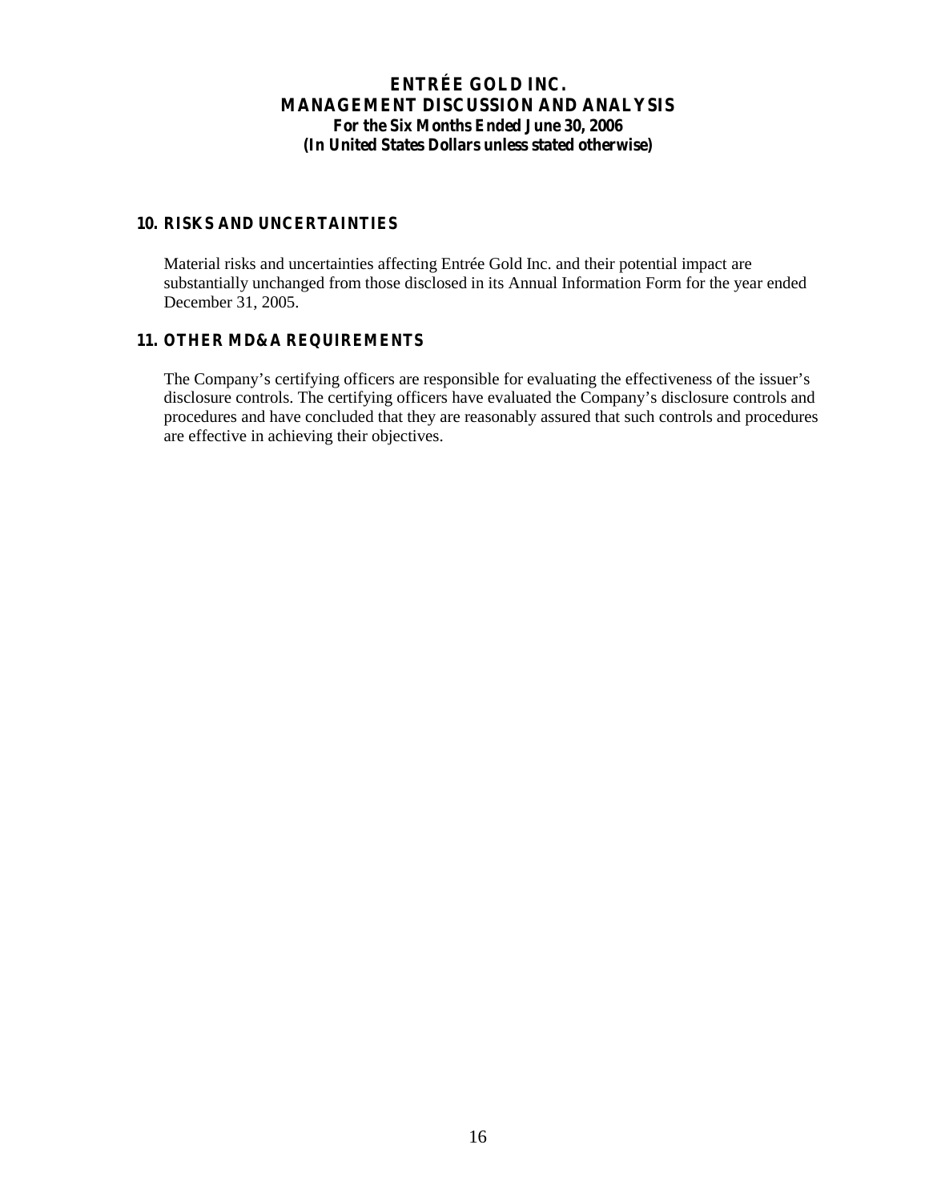## 10. RISKS AND UNCERTAINTIES

Material risks and uncertainties affecting Entrée Gold Inc. and their potential impact are substantially unchanged from those disclosed in its Annual Information Form for the year ended December 31, 2005.

## 11. OTHER MD&A REQUIREMENTS

The Company's certifying officers are responsible for evaluating the effectiveness of the issuer's disclosure controls. The certifying officers have evaluated the Company's disclosure controls and procedures and have concluded that they are reasonably assured that such controls and procedures are effective in achieving their objectives.